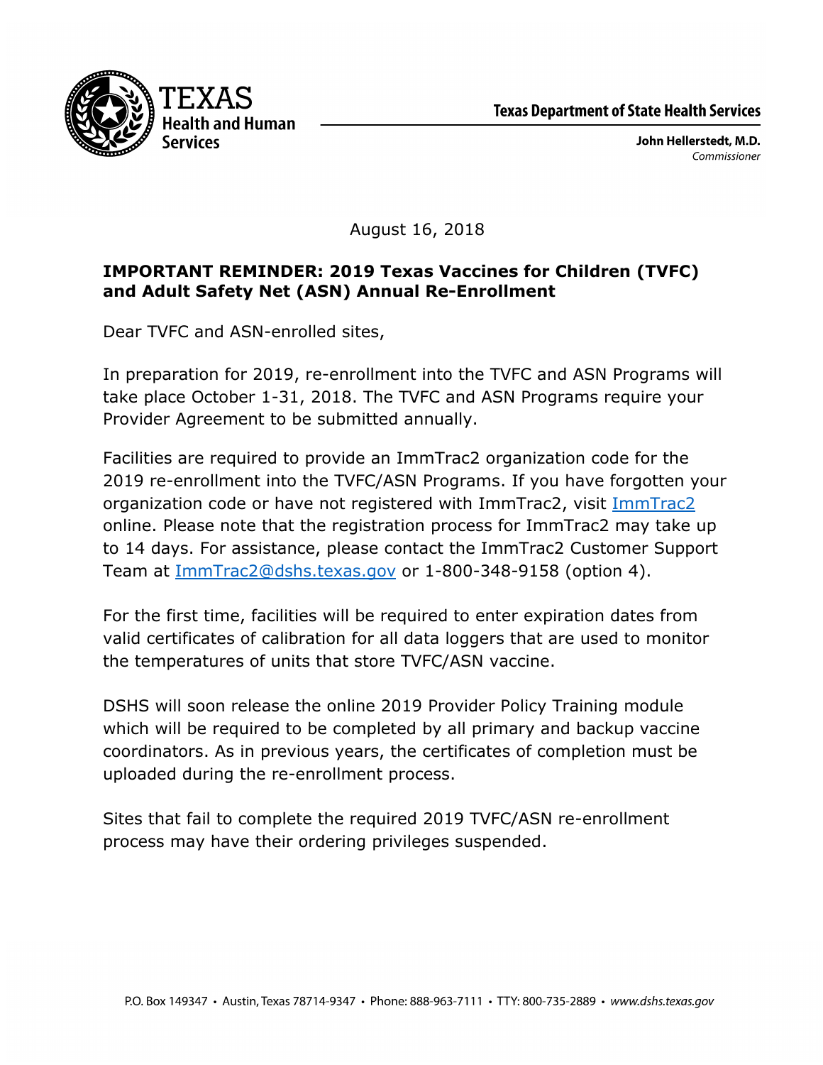TEXAS
Health and Human
Services

Texas Department of State Health Services

**John Hellerstedt, M.D.**
*Commissioner*

August 16, 2018

**IMPORTANT REMINDER: 2019 Texas Vaccines for Children (TVFC) and Adult Safety Net (ASN) Annual Re-Enrollment**

Dear TVFC and ASN-enrolled sites,

In preparation for 2019, re-enrollment into the TVFC and ASN Programs will take place October 1-31, 2018. The TVFC and ASN Programs require your Provider Agreement to be submitted annually.

Facilities are required to provide an ImmTrac2 organization code for the 2019 re-enrollment into the TVFC/ASN Programs. If you have forgotten your organization code or have not registered with ImmTrac2, visit ImmTrac2 online. Please note that the registration process for ImmTrac2 may take up to 14 days. For assistance, please contact the ImmTrac2 Customer Support Team at ImmTrac2@dshs.texas.gov or 1-800-348-9158 (option 4).

For the first time, facilities will be required to enter expiration dates from valid certificates of calibration for all data loggers that are used to monitor the temperatures of units that store TVFC/ASN vaccine.

DSHS will soon release the online 2019 Provider Policy Training module which will be required to be completed by all primary and backup vaccine coordinators. As in previous years, the certificates of completion must be uploaded during the re-enrollment process.

Sites that fail to complete the required 2019 TVFC/ASN re-enrollment process may have their ordering privileges suspended.

P.O. Box 149347 • Austin, Texas 78714-9347 • Phone: 888-963-7111 • TTY: 800-735-2889 • *www.dshs.texas.gov*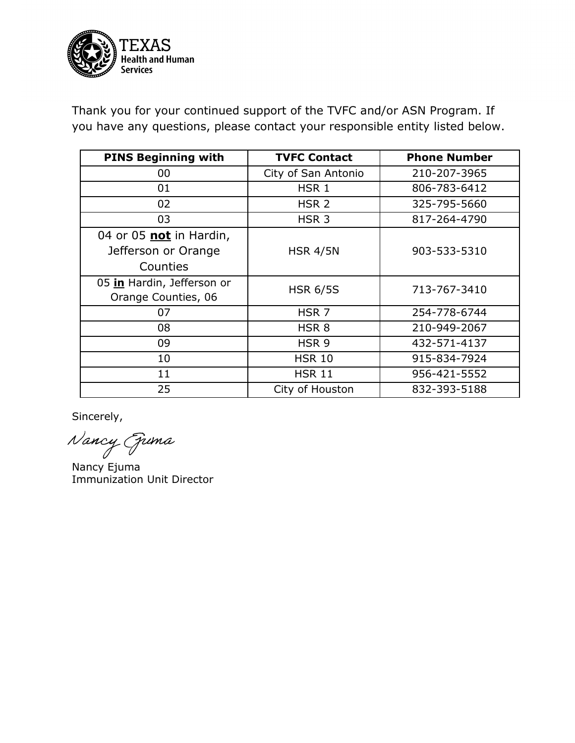Thank you for your continued support of the TVFC and/or ASN Program. If you have any questions, please contact your responsible entity listed below.

| PINS Beginning with | TVFC Contact | Phone Number |
|---|---|---|
| 00 | City of San Antonio | 210-207-3965 |
| 01 | HSR 1 | 806-783-6412 |
| 02 | HSR 2 | 325-795-5660 |
| 03 | HSR 3 | 817-264-4790 |
| 04 or 05 **not** in Hardin, Jefferson or Orange Counties | HSR 4/5N | 903-533-5310 |
| 05 **in** Hardin, Jefferson or Orange Counties, 06 | HSR 6/5S | 713-767-3410 |
| 07 | HSR 7 | 254-778-6744 |
| 08 | HSR 8 | 210-949-2067 |
| 09 | HSR 9 | 432-571-4137 |
| 10 | HSR 10 | 915-834-7924 |
| 11 | HSR 11 | 956-421-5552 |
| 25 | City of Houston | 832-393-5188 |

Sincerely,

Nancy Ejuma

Nancy Ejuma
Immunization Unit Director